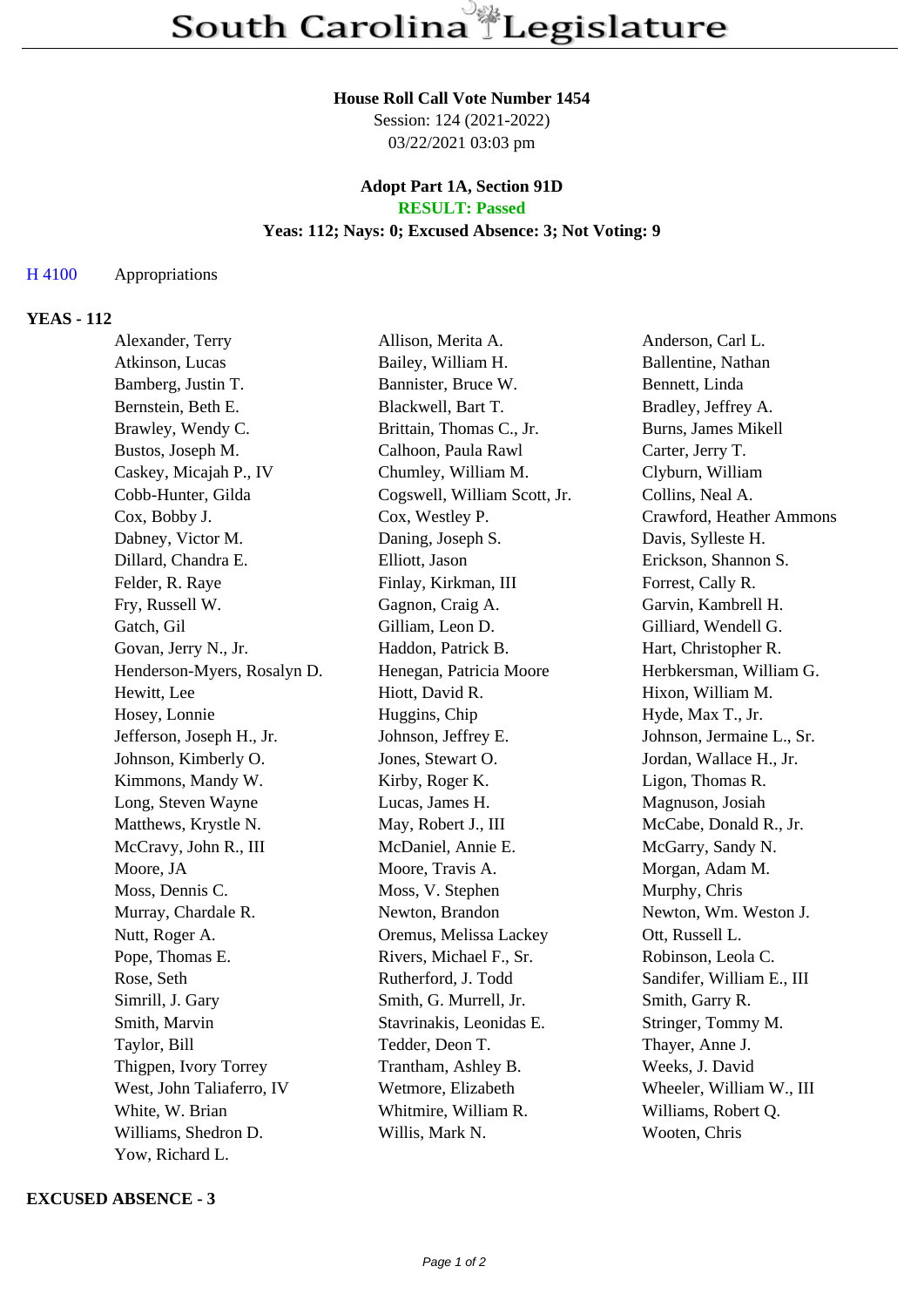# South Carolina Legislature

**House Roll Call Vote Number 1454**
Session: 124 (2021-2022)
03/22/2021 03:03 pm

**Adopt Part 1A, Section 91D**
**RESULT: Passed**
**Yeas: 112; Nays: 0; Excused Absence: 3; Not Voting: 9**

H 4100 Appropriations

**YEAS - 112**

| | | |
|---|---|---|
| Alexander, Terry | Allison, Merita A. | Anderson, Carl L. |
| Atkinson, Lucas | Bailey, William H. | Ballentine, Nathan |
| Bamberg, Justin T. | Bannister, Bruce W. | Bennett, Linda |
| Bernstein, Beth E. | Blackwell, Bart T. | Bradley, Jeffrey A. |
| Brawley, Wendy C. | Brittain, Thomas C., Jr. | Burns, James Mikell |
| Bustos, Joseph M. | Calhoon, Paula Rawl | Carter, Jerry T. |
| Caskey, Micajah P., IV | Chumley, William M. | Clyburn, William |
| Cobb-Hunter, Gilda | Cogswell, William Scott, Jr. | Collins, Neal A. |
| Cox, Bobby J. | Cox, Westley P. | Crawford, Heather Ammons |
| Dabney, Victor M. | Daning, Joseph S. | Davis, Sylleste H. |
| Dillard, Chandra E. | Elliott, Jason | Erickson, Shannon S. |
| Felder, R. Raye | Finlay, Kirkman, III | Forrest, Cally R. |
| Fry, Russell W. | Gagnon, Craig A. | Garvin, Kambrell H. |
| Gatch, Gil | Gilliam, Leon D. | Gilliard, Wendell G. |
| Govan, Jerry N., Jr. | Haddon, Patrick B. | Hart, Christopher R. |
| Henderson-Myers, Rosalyn D. | Henegan, Patricia Moore | Herbkersman, William G. |
| Hewitt, Lee | Hiott, David R. | Hixon, William M. |
| Hosey, Lonnie | Huggins, Chip | Hyde, Max T., Jr. |
| Jefferson, Joseph H., Jr. | Johnson, Jeffrey E. | Johnson, Jermaine L., Sr. |
| Johnson, Kimberly O. | Jones, Stewart O. | Jordan, Wallace H., Jr. |
| Kimmons, Mandy W. | Kirby, Roger K. | Ligon, Thomas R. |
| Long, Steven Wayne | Lucas, James H. | Magnuson, Josiah |
| Matthews, Krystle N. | May, Robert J., III | McCabe, Donald R., Jr. |
| McCravy, John R., III | McDaniel, Annie E. | McGarry, Sandy N. |
| Moore, JA | Moore, Travis A. | Morgan, Adam M. |
| Moss, Dennis C. | Moss, V. Stephen | Murphy, Chris |
| Murray, Chardale R. | Newton, Brandon | Newton, Wm. Weston J. |
| Nutt, Roger A. | Oremus, Melissa Lackey | Ott, Russell L. |
| Pope, Thomas E. | Rivers, Michael F., Sr. | Robinson, Leola C. |
| Rose, Seth | Rutherford, J. Todd | Sandifer, William E., III |
| Simrill, J. Gary | Smith, G. Murrell, Jr. | Smith, Garry R. |
| Smith, Marvin | Stavrinakis, Leonidas E. | Stringer, Tommy M. |
| Taylor, Bill | Tedder, Deon T. | Thayer, Anne J. |
| Thigpen, Ivory Torrey | Trantham, Ashley B. | Weeks, J. David |
| West, John Taliaferro, IV | Wetmore, Elizabeth | Wheeler, William W., III |
| White, W. Brian | Whitmire, William R. | Williams, Robert Q. |
| Williams, Shedron D. | Willis, Mark N. | Wooten, Chris |
| Yow, Richard L. | | |

**EXCUSED ABSENCE - 3**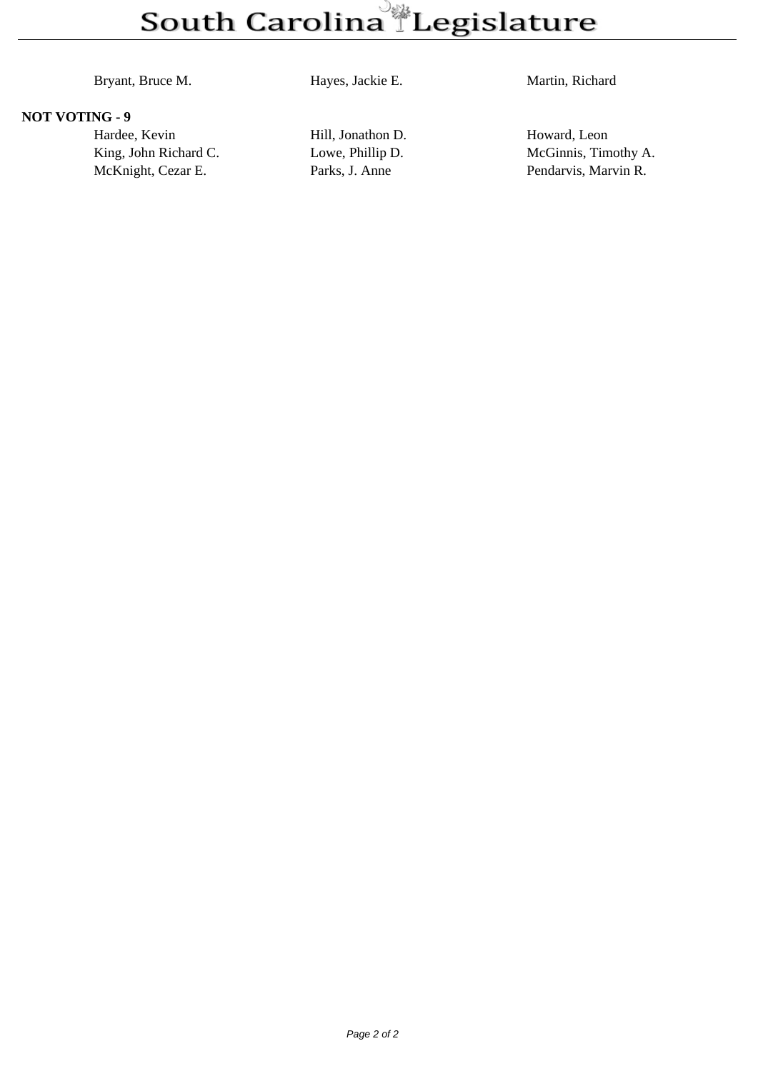| | | |
|---|---|---|
| Bryant, Bruce M. | Hayes, Jackie E. | Martin, Richard |

**NOT VOTING - 9**

| | | |
|---|---|---|
| Hardee, Kevin | Hill, Jonathon D. | Howard, Leon |
| King, John Richard C. | Lowe, Phillip D. | McGinnis, Timothy A. |
| McKnight, Cezar E. | Parks, J. Anne | Pendarvis, Marvin R. |